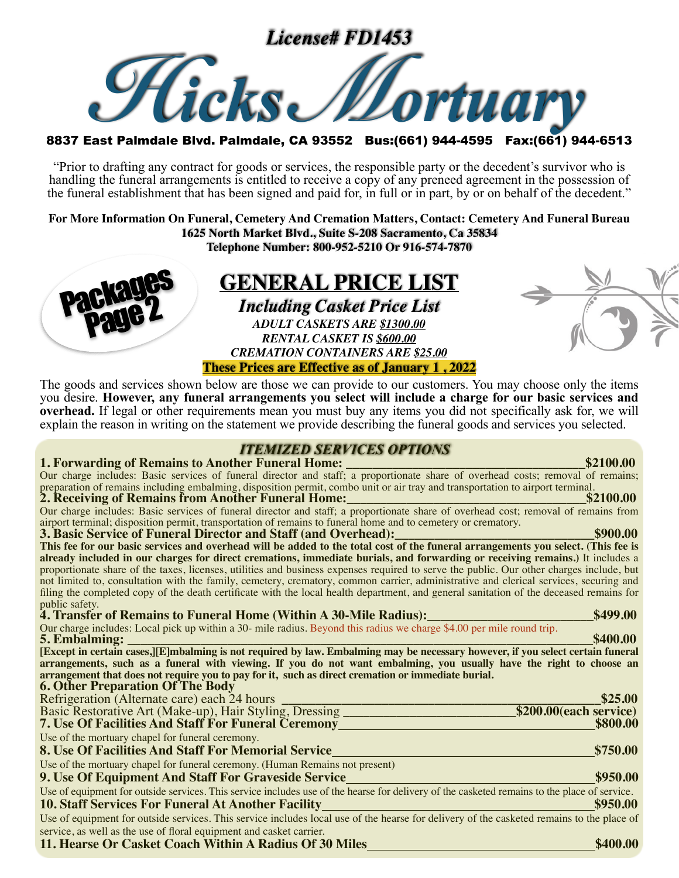***License# FD1453***

# Hicks Mortuary

**8837 East Palmdale Blvd. Palmdale, CA 93552 Bus:(661) 944-4595 Fax:(661) 944-6513**

"Prior to drafting any contract for goods or services, the responsible party or the decedent's survivor who is handling the funeral arrangements is entitled to receive a copy of any preneed agreement in the possession of the funeral establishment that has been signed and paid for, in full or in part, by or on behalf of the decedent."

**For More Information On Funeral, Cemetery And Cremation Matters, Contact: Cemetery And Funeral Bureau**
**1625 North Market Blvd., Suite S-208 Sacramento, Ca 35834**
**Telephone Number: 800-952-5210 Or 916-574-7870**

Packages Page 2

## GENERAL PRICE LIST

***Including Casket Price List***

***ADULT CASKETS ARE $1300.00***
***RENTAL CASKET IS $600.00***
***CREMATION CONTAINERS ARE $25.00***

**These Prices are Effective as of January 1 , 2022**

The goods and services shown below are those we can provide to our customers. You may choose only the items you desire. **However, any funeral arrangements you select will include a charge for our basic services and overhead.** If legal or other requirements mean you must buy any items you did not specifically ask for, we will explain the reason in writing on the statement we provide describing the funeral goods and services you selected.

### *ITEMIZED SERVICES OPTIONS*

**1. Forwarding of Remains to Another Funeral Home: $2100.00**

Our charge includes: Basic services of funeral director and staff; a proportionate share of overhead costs; removal of remains; preparation of remains including embalming, disposition permit, combo unit or air tray and transportation to airport terminal.

**2. Receiving of Remains from Another Funeral Home: $2100.00**

Our charge includes: Basic services of funeral director and staff; a proportionate share of overhead cost; removal of remains from airport terminal; disposition permit, transportation of remains to funeral home and to cemetery or crematory.

**3. Basic Service of Funeral Director and Staff (and Overhead): $900.00**

**This fee for our basic services and overhead will be added to the total cost of the funeral arrangements you select. (This fee is already included in our charges for direct cremations, immediate burials, and forwarding or receiving remains.)** It includes a proportionate share of the taxes, licenses, utilities and business expenses required to serve the public. Our other charges include, but not limited to, consultation with the family, cemetery, crematory, common carrier, administrative and clerical services, securing and filing the completed copy of the death certificate with the local health department, and general sanitation of the deceased remains for public safety.

**4. Transfer of Remains to Funeral Home (Within A 30-Mile Radius): $499.00**

Our charge includes: Local pick up within a 30- mile radius. Beyond this radius we charge $4.00 per mile round trip.

**5. Embalming: $400.00**

**[Except in certain cases,][E]mbalming is not required by law. Embalming may be necessary however, if you select certain funeral arrangements, such as a funeral with viewing. If you do not want embalming, you usually have the right to choose an arrangement that does not require you to pay for it, such as direct cremation or immediate burial.**

**6. Other Preparation Of The Body**

Refrigeration (Alternate care) each 24 hours **$25.00**

Basic Restorative Art (Make-up), Hair Styling, Dressing **$200.00(each service)**

**7. Use Of Facilities And Staff For Funeral Ceremony $800.00**

Use of the mortuary chapel for funeral ceremony.

**8. Use Of Facilities And Staff For Memorial Service $750.00**

Use of the mortuary chapel for funeral ceremony. (Human Remains not present)

**9. Use Of Equipment And Staff For Graveside Service $950.00**

Use of equipment for outside services. This service includes use of the hearse for delivery of the casketed remains to the place of service.

**10. Staff Services For Funeral At Another Facility $950.00**

Use of equipment for outside services. This service includes local use of the hearse for delivery of the casketed remains to the place of service, as well as the use of floral equipment and casket carrier.

**11. Hearse Or Casket Coach Within A Radius Of 30 Miles $400.00**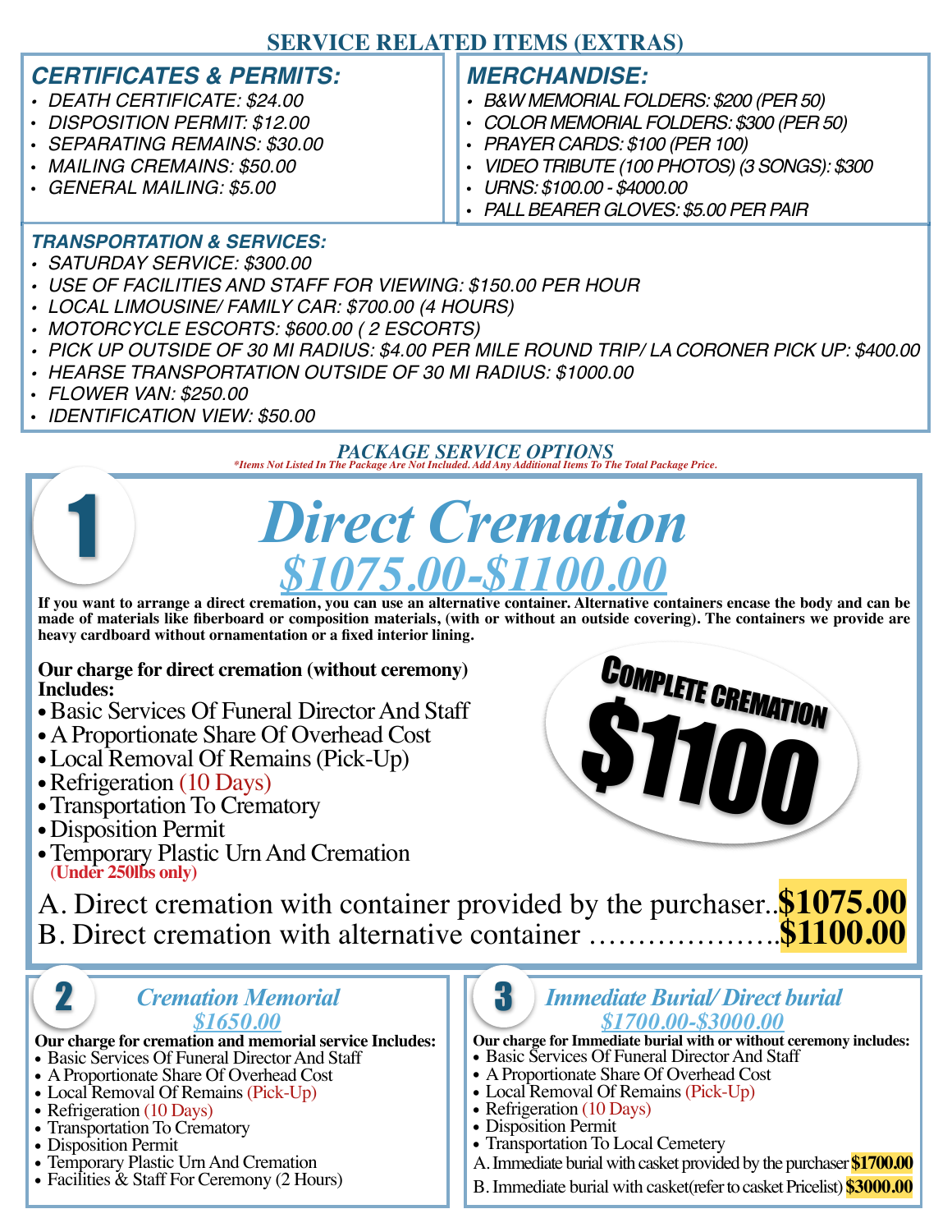# SERVICE RELATED ITEMS (EXTRAS)

### *CERTIFICATES & PERMITS:*

- *DEATH CERTIFICATE: $24.00*
- *DISPOSITION PERMIT: $12.00*
- *SEPARATING REMAINS: $30.00*
- *MAILING CREMAINS: $50.00*
- *GENERAL MAILING: $5.00*

### *MERCHANDISE:*

- *B&W MEMORIAL FOLDERS: $200 (PER 50)*
- *COLOR MEMORIAL FOLDERS: $300 (PER 50)*
- *PRAYER CARDS: $100 (PER 100)*
- *VIDEO TRIBUTE (100 PHOTOS) (3 SONGS): $300*
- *URNS: $100.00 - $4000.00*
- *PALL BEARER GLOVES: $5.00 PER PAIR*

### *TRANSPORTATION & SERVICES:*

- *SATURDAY SERVICE: $300.00*
- *USE OF FACILITIES AND STAFF FOR VIEWING: $150.00 PER HOUR*
- *LOCAL LIMOUSINE/ FAMILY CAR: $700.00 (4 HOURS)*
- *MOTORCYCLE ESCORTS: $600.00 ( 2 ESCORTS)*
- *PICK UP OUTSIDE OF 30 MI RADIUS: $4.00 PER MILE ROUND TRIP/ LA CORONER PICK UP: $400.00*
- *HEARSE TRANSPORTATION OUTSIDE OF 30 MI RADIUS: $1000.00*
- *FLOWER VAN: $250.00*
- *IDENTIFICATION VIEW: $50.00*

## *PACKAGE SERVICE OPTIONS*

*\*Items Not Listed In The Package Are Not Included. Add Any Additional Items To The Total Package Price.*

## 1 *Direct Cremation*

### *$1075.00-$1100.00*

**If you want to arrange a direct cremation, you can use an alternative container. Alternative containers encase the body and can be made of materials like fiberboard or composition materials, (with or without an outside covering). The containers we provide are heavy cardboard without ornamentation or a fixed interior lining.**

**COMPLETE CREMATION $1100**

**Our charge for direct cremation (without ceremony) Includes:**

- Basic Services Of Funeral Director And Staff
- A Proportionate Share Of Overhead Cost
- Local Removal Of Remains (Pick-Up)
- Refrigeration (10 Days)
- Transportation To Crematory
- Disposition Permit
- Temporary Plastic Urn And Cremation **(Under 250lbs only)**

A. Direct cremation with container provided by the purchaser.. **$1075.00**
B. Direct cremation with alternative container ……………….. **$1100.00**

## 2 *Cremation Memorial*

### *$1650.00*

**Our charge for cremation and memorial service Includes:**

- Basic Services Of Funeral Director And Staff
- A Proportionate Share Of Overhead Cost
- Local Removal Of Remains (Pick-Up)
- Refrigeration (10 Days)
- Transportation To Crematory
- Disposition Permit
- Temporary Plastic Urn And Cremation
- Facilities & Staff For Ceremony (2 Hours)

## 3 *Immediate Burial/ Direct burial*

### *$1700.00-$3000.00*

**Our charge for Immediate burial with or without ceremony includes:**

- Basic Services Of Funeral Director And Staff
- A Proportionate Share Of Overhead Cost
- Local Removal Of Remains (Pick-Up)
- Refrigeration (10 Days)
- Disposition Permit
- Transportation To Local Cemetery

A. Immediate burial with casket provided by the purchaser **$1700.00**
B. Immediate burial with casket(refer to casket Pricelist) **$3000.00**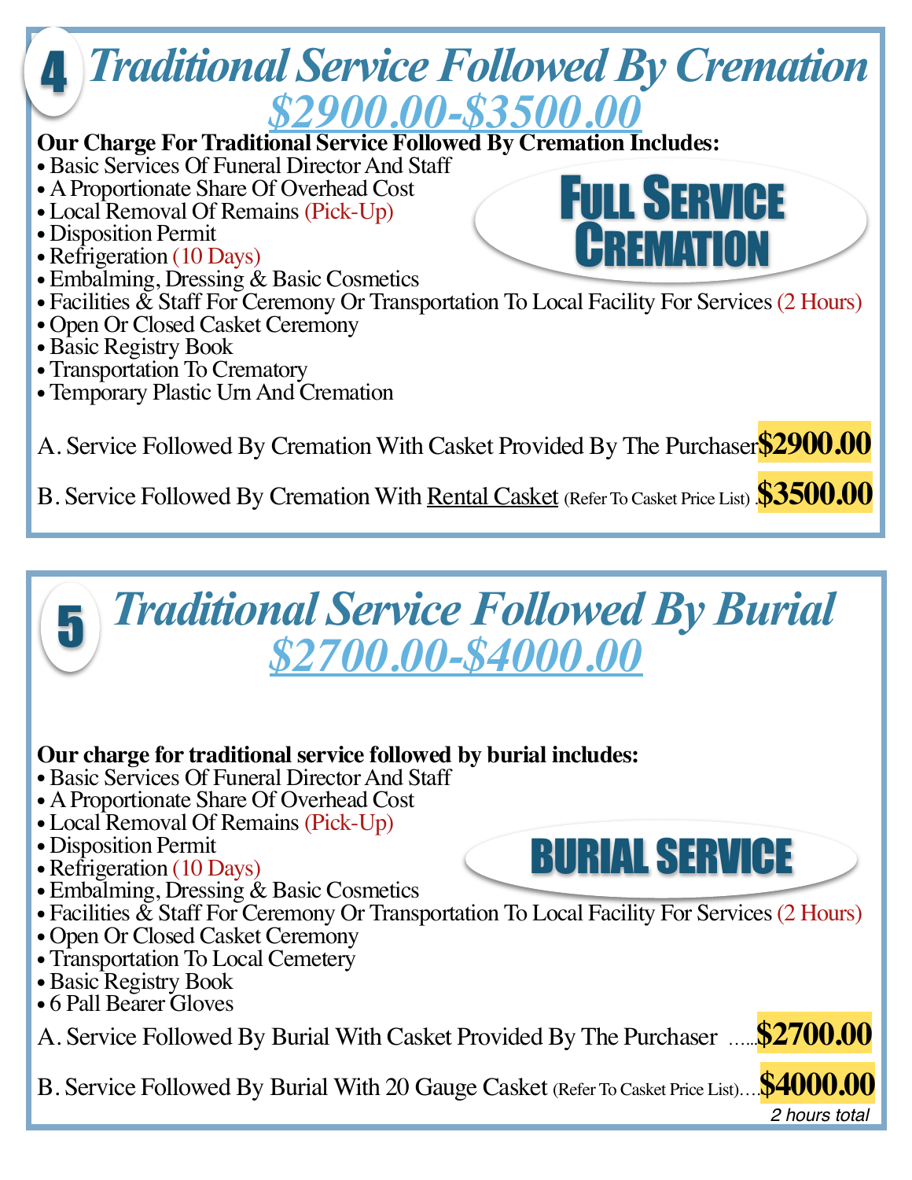# 4 *Traditional Service Followed By Cremation*

## *$2900.00-$3500.00*

**Our Charge For Traditional Service Followed By Cremation Includes:**

**FULL SERVICE CREMATION**

- Basic Services Of Funeral Director And Staff
- A Proportionate Share Of Overhead Cost
- Local Removal Of Remains (Pick-Up)
- Disposition Permit
- Refrigeration (10 Days)
- Embalming, Dressing & Basic Cosmetics
- Facilities & Staff For Ceremony Or Transportation To Local Facility For Services (2 Hours)
- Open Or Closed Casket Ceremony
- Basic Registry Book
- Transportation To Crematory
- Temporary Plastic Urn And Cremation

A. Service Followed By Cremation With Casket Provided By The Purchaser **$2900.00**

B. Service Followed By Cremation With Rental Casket (Refer To Casket Price List) . **$3500.00**

# 5 *Traditional Service Followed By Burial*

## *$2700.00-$4000.00*

**Our charge for traditional service followed by burial includes:**

**BURIAL SERVICE**

- Basic Services Of Funeral Director And Staff
- A Proportionate Share Of Overhead Cost
- Local Removal Of Remains (Pick-Up)
- Disposition Permit
- Refrigeration (10 Days)
- Embalming, Dressing & Basic Cosmetics
- Facilities & Staff For Ceremony Or Transportation To Local Facility For Services (2 Hours)
- Open Or Closed Casket Ceremony
- Transportation To Local Cemetery
- Basic Registry Book
- 6 Pall Bearer Gloves

A. Service Followed By Burial With Casket Provided By The Purchaser ......**$2700.00**

B. Service Followed By Burial With 20 Gauge Casket (Refer To Casket Price List)....**$4000.00**

*2 hours total*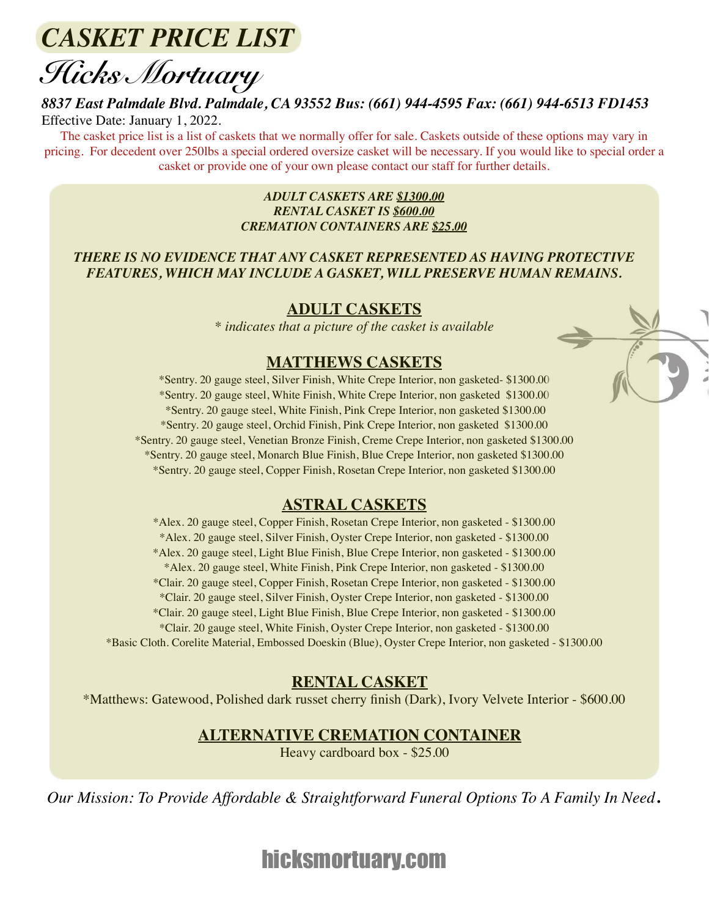# *CASKET PRICE LIST*

## *Hicks Mortuary*

***8837 East Palmdale Blvd. Palmdale, CA 93552 Bus: (661) 944-4595 Fax: (661) 944-6513 FD1453***

Effective Date: January 1, 2022.

The casket price list is a list of caskets that we normally offer for sale. Caskets outside of these options may vary in pricing. For decedent over 250lbs a special ordered oversize casket will be necessary. If you would like to special order a casket or provide one of your own please contact our staff for further details.

***ADULT CASKETS ARE $1300.00***
***RENTAL CASKET IS $600.00***
***CREMATION CONTAINERS ARE $25.00***

***THERE IS NO EVIDENCE THAT ANY CASKET REPRESENTED AS HAVING PROTECTIVE FEATURES, WHICH MAY INCLUDE A GASKET, WILL PRESERVE HUMAN REMAINS.***

## ADULT CASKETS

*\* indicates that a picture of the casket is available*

### MATTHEWS CASKETS

*Sentry. 20 gauge steel, Silver Finish, White Crepe Interior, non gasketed- $1300.00
*Sentry. 20 gauge steel, White Finish, White Crepe Interior, non gasketed $1300.00
*Sentry. 20 gauge steel, White Finish, Pink Crepe Interior, non gasketed $1300.00
*Sentry. 20 gauge steel, Orchid Finish, Pink Crepe Interior, non gasketed $1300.00
*Sentry. 20 gauge steel, Venetian Bronze Finish, Creme Crepe Interior, non gasketed $1300.00
*Sentry. 20 gauge steel, Monarch Blue Finish, Blue Crepe Interior, non gasketed $1300.00
*Sentry. 20 gauge steel, Copper Finish, Rosetan Crepe Interior, non gasketed $1300.00

### ASTRAL CASKETS

*Alex. 20 gauge steel, Copper Finish, Rosetan Crepe Interior, non gasketed - $1300.00
*Alex. 20 gauge steel, Silver Finish, Oyster Crepe Interior, non gasketed - $1300.00
*Alex. 20 gauge steel, Light Blue Finish, Blue Crepe Interior, non gasketed - $1300.00
*Alex. 20 gauge steel, White Finish, Pink Crepe Interior, non gasketed - $1300.00
*Clair. 20 gauge steel, Copper Finish, Rosetan Crepe Interior, non gasketed - $1300.00
*Clair. 20 gauge steel, Silver Finish, Oyster Crepe Interior, non gasketed - $1300.00
*Clair. 20 gauge steel, Light Blue Finish, Blue Crepe Interior, non gasketed - $1300.00
*Clair. 20 gauge steel, White Finish, Oyster Crepe Interior, non gasketed - $1300.00
*Basic Cloth. Corelite Material, Embossed Doeskin (Blue), Oyster Crepe Interior, non gasketed - $1300.00

### RENTAL CASKET

*Matthews: Gatewood, Polished dark russet cherry finish (Dark), Ivory Velvete Interior - $600.00

### ALTERNATIVE CREMATION CONTAINER

Heavy cardboard box - $25.00

*Our Mission: To Provide Affordable & Straightforward Funeral Options To A Family In Need.*

hicksmortuary.com